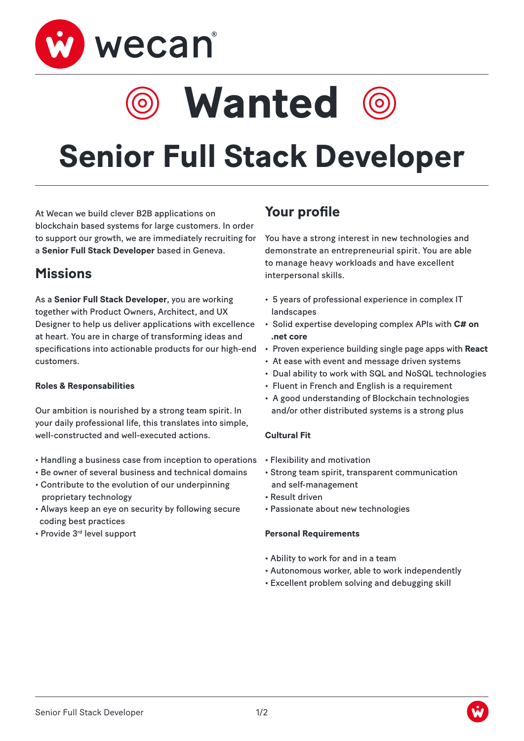wecan®

# Wanted

# Senior Full Stack Developer

At Wecan we build clever B2B applications on blockchain based systems for large customers. In order to support our growth, we are immediately recruiting for a **Senior Full Stack Developer** based in Geneva.

## Missions

As a **Senior Full Stack Developer**, you are working together with Product Owners, Architect, and UX Designer to help us deliver applications with excellence at heart. You are in charge of transforming ideas and specifications into actionable products for our high-end customers.

**Roles & Responsabilities**

Our ambition is nourished by a strong team spirit. In your daily professional life, this translates into simple, well-constructed and well-executed actions.

- Handling a business case from inception to operations
- Be owner of several business and technical domains
- Contribute to the evolution of our underpinning proprietary technology
- Always keep an eye on security by following secure coding best practices
- Provide 3rd level support

## Your profile

You have a strong interest in new technologies and demonstrate an entrepreneurial spirit. You are able to manage heavy workloads and have excellent interpersonal skills.

- 5 years of professional experience in complex IT landscapes
- Solid expertise developing complex APIs with **C# on .net core**
- Proven experience building single page apps with **React**
- At ease with event and message driven systems
- Dual ability to work with SQL and NoSQL technologies
- Fluent in French and English is a requirement
- A good understanding of Blockchain technologies and/or other distributed systems is a strong plus

**Cultural Fit**

- Flexibility and motivation
- Strong team spirit, transparent communication and self-management
- Result driven
- Passionate about new technologies

**Personal Requirements**

- Ability to work for and in a team
- Autonomous worker, able to work independently
- Excellent problem solving and debugging skill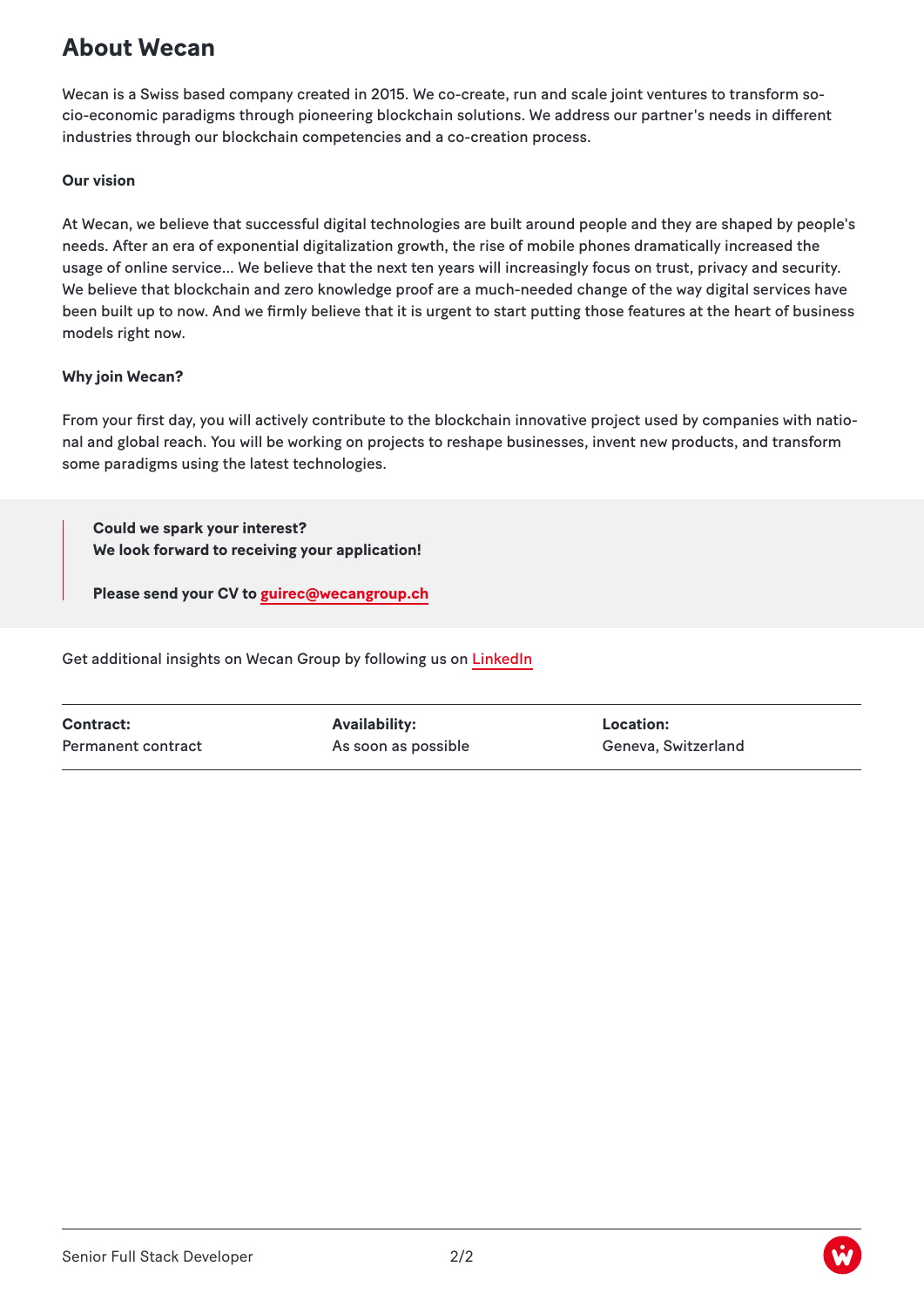## About Wecan

Wecan is a Swiss based company created in 2015. We co-create, run and scale joint ventures to transform socio-economic paradigms through pioneering blockchain solutions. We address our partner's needs in different industries through our blockchain competencies and a co-creation process.

**Our vision**

At Wecan, we believe that successful digital technologies are built around people and they are shaped by people's needs. After an era of exponential digitalization growth, the rise of mobile phones dramatically increased the usage of online service... We believe that the next ten years will increasingly focus on trust, privacy and security. We believe that blockchain and zero knowledge proof are a much-needed change of the way digital services have been built up to now. And we firmly believe that it is urgent to start putting those features at the heart of business models right now.

**Why join Wecan?**

From your first day, you will actively contribute to the blockchain innovative project used by companies with national and global reach. You will be working on projects to reshape businesses, invent new products, and transform some paradigms using the latest technologies.

> **Could we spark your interest?**
> **We look forward to receiving your application!**
>
> **Please send your CV to guirec@wecangroup.ch**

Get additional insights on Wecan Group by following us on LinkedIn

| Contract: | Availability: | Location: |
|---|---|---|
| Permanent contract | As soon as possible | Geneva, Switzerland |